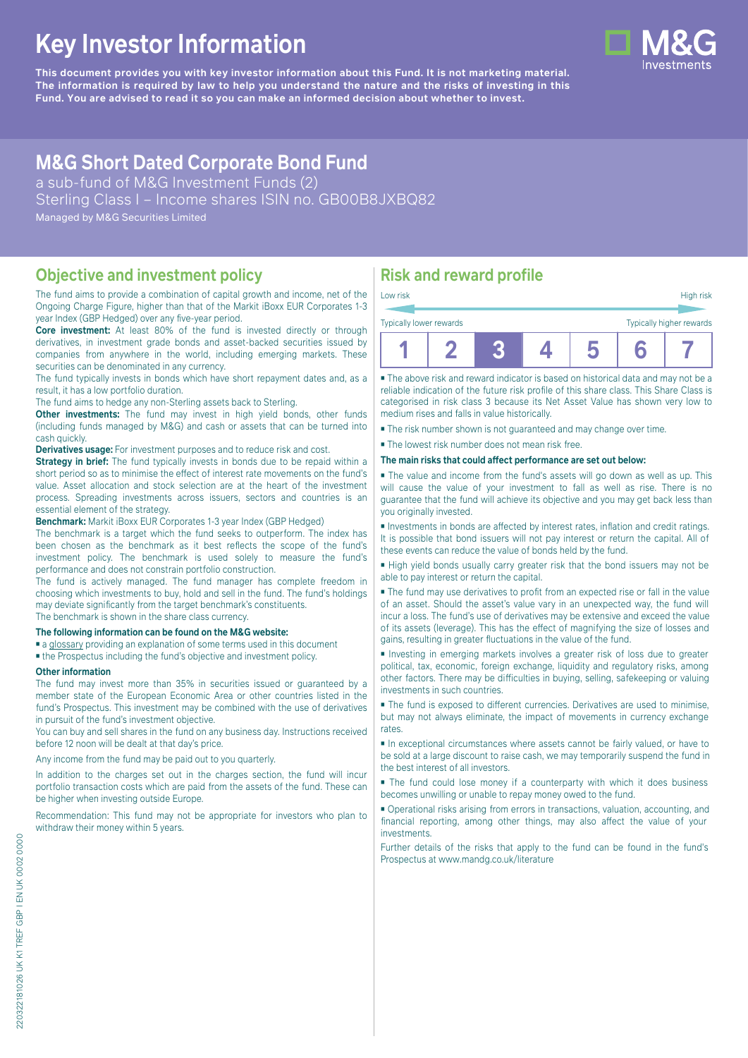# Key Investor Information

**This document provides you with key investor information about this Fund. It is not marketing material. The information is required by law to help you understand the nature and the risks of investing in this Fund. You are advised to read it so you can make an informed decision about whether to invest.**

## M&G Short Dated Corporate Bond Fund

a sub-fund of M&G Investment Funds (2)
Sterling Class I – Income shares ISIN no. GB00B8JXBQ82
Managed by M&G Securities Limited

## Objective and investment policy

The fund aims to provide a combination of capital growth and income, net of the Ongoing Charge Figure, higher than that of the Markit iBoxx EUR Corporates 1-3 year Index (GBP Hedged) over any five-year period.

**Core investment:** At least 80% of the fund is invested directly or through derivatives, in investment grade bonds and asset-backed securities issued by companies from anywhere in the world, including emerging markets. These securities can be denominated in any currency.

The fund typically invests in bonds which have short repayment dates and, as a result, it has a low portfolio duration.

The fund aims to hedge any non-Sterling assets back to Sterling.

**Other investments:** The fund may invest in high yield bonds, other funds (including funds managed by M&G) and cash or assets that can be turned into cash quickly.

**Derivatives usage:** For investment purposes and to reduce risk and cost.

**Strategy in brief:** The fund typically invests in bonds due to be repaid within a short period so as to minimise the effect of interest rate movements on the fund's value. Asset allocation and stock selection are at the heart of the investment process. Spreading investments across issuers, sectors and countries is an essential element of the strategy.

**Benchmark:** Markit iBoxx EUR Corporates 1-3 year Index (GBP Hedged)

The benchmark is a target which the fund seeks to outperform. The index has been chosen as the benchmark as it best reflects the scope of the fund's investment policy. The benchmark is used solely to measure the fund's performance and does not constrain portfolio construction.

The fund is actively managed. The fund manager has complete freedom in choosing which investments to buy, hold and sell in the fund. The fund's holdings may deviate significantly from the target benchmark's constituents.

The benchmark is shown in the share class currency.

**The following information can be found on the M&G website:**

- a glossary providing an explanation of some terms used in this document
- the Prospectus including the fund's objective and investment policy.

**Other information**

The fund may invest more than 35% in securities issued or guaranteed by a member state of the European Economic Area or other countries listed in the fund's Prospectus. This investment may be combined with the use of derivatives in pursuit of the fund's investment objective.

You can buy and sell shares in the fund on any business day. Instructions received before 12 noon will be dealt at that day's price.

Any income from the fund may be paid out to you quarterly.

In addition to the charges set out in the charges section, the fund will incur portfolio transaction costs which are paid from the assets of the fund. These can be higher when investing outside Europe.

Recommendation: This fund may not be appropriate for investors who plan to withdraw their money within 5 years.

## Risk and reward profile

Low risk — High risk

Typically lower rewards — Typically higher rewards

| 1 | 2 | **3** | 4 | 5 | 6 | 7 |
|---|---|---|---|---|---|---|

- The above risk and reward indicator is based on historical data and may not be a reliable indication of the future risk profile of this share class. This Share Class is categorised in risk class 3 because its Net Asset Value has shown very low to medium rises and falls in value historically.
- The risk number shown is not guaranteed and may change over time.
- The lowest risk number does not mean risk free.

**The main risks that could affect performance are set out below:**

- The value and income from the fund's assets will go down as well as up. This will cause the value of your investment to fall as well as rise. There is no guarantee that the fund will achieve its objective and you may get back less than you originally invested.
- Investments in bonds are affected by interest rates, inflation and credit ratings. It is possible that bond issuers will not pay interest or return the capital. All of these events can reduce the value of bonds held by the fund.
- High yield bonds usually carry greater risk that the bond issuers may not be able to pay interest or return the capital.
- The fund may use derivatives to profit from an expected rise or fall in the value of an asset. Should the asset's value vary in an unexpected way, the fund will incur a loss. The fund's use of derivatives may be extensive and exceed the value of its assets (leverage). This has the effect of magnifying the size of losses and gains, resulting in greater fluctuations in the value of the fund.
- Investing in emerging markets involves a greater risk of loss due to greater political, tax, economic, foreign exchange, liquidity and regulatory risks, among other factors. There may be difficulties in buying, selling, safekeeping or valuing investments in such countries.
- The fund is exposed to different currencies. Derivatives are used to minimise, but may not always eliminate, the impact of movements in currency exchange rates.
- In exceptional circumstances where assets cannot be fairly valued, or have to be sold at a large discount to raise cash, we may temporarily suspend the fund in the best interest of all investors.
- The fund could lose money if a counterparty with which it does business becomes unwilling or unable to repay money owed to the fund.
- Operational risks arising from errors in transactions, valuation, accounting, and financial reporting, among other things, may also affect the value of your investments.

Further details of the risks that apply to the fund can be found in the fund's Prospectus at www.mandg.co.uk/literature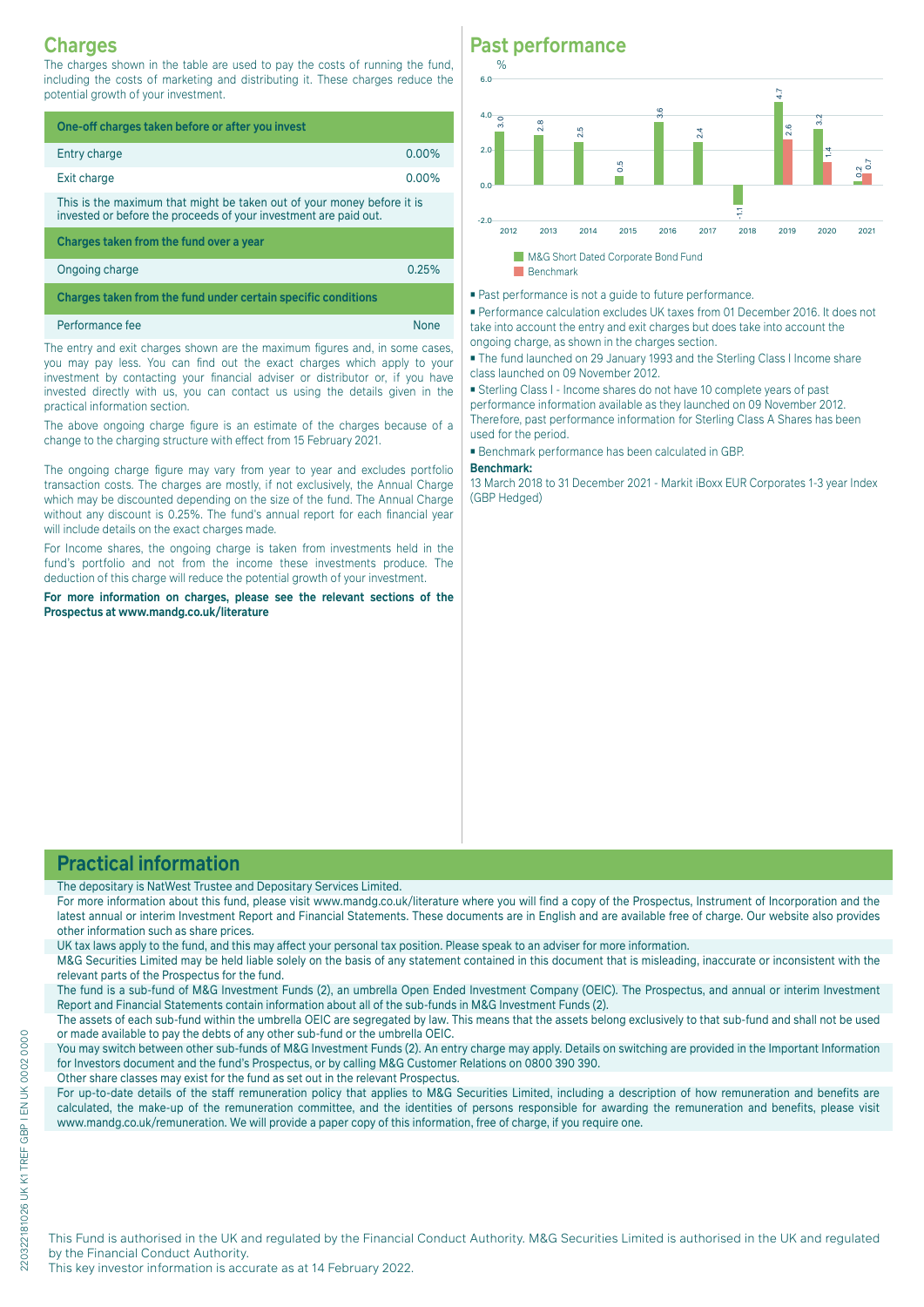## Charges

The charges shown in the table are used to pay the costs of running the fund, including the costs of marketing and distributing it. These charges reduce the potential growth of your investment.

| One-off charges taken before or after you invest | |
|---|---|
| Entry charge | 0.00% |
| Exit charge | 0.00% |
| This is the maximum that might be taken out of your money before it is invested or before the proceeds of your investment are paid out. | |
| **Charges taken from the fund over a year** | |
| Ongoing charge | 0.25% |
| **Charges taken from the fund under certain specific conditions** | |
| Performance fee | None |

The entry and exit charges shown are the maximum figures and, in some cases, you may pay less. You can find out the exact charges which apply to your investment by contacting your financial adviser or distributor or, if you have invested directly with us, you can contact us using the details given in the practical information section.

The above ongoing charge figure is an estimate of the charges because of a change to the charging structure with effect from 15 February 2021.

The ongoing charge figure may vary from year to year and excludes portfolio transaction costs. The charges are mostly, if not exclusively, the Annual Charge which may be discounted depending on the size of the fund. The Annual Charge without any discount is 0.25%. The fund's annual report for each financial year will include details on the exact charges made.

For Income shares, the ongoing charge is taken from investments held in the fund's portfolio and not from the income these investments produce. The deduction of this charge will reduce the potential growth of your investment.

**For more information on charges, please see the relevant sections of the Prospectus at www.mandg.co.uk/literature**

## Past performance

%

6.0
4.0
2.0
0.0
-2.0

2012: 3.0
2013: 2.8
2014: 2.5
2015: 0.5
2016: 3.6
2017: 2.4
2018: -1.1
2019: 4.7, 2.6
2020: 3.2, 1.4
2021: 0.2, 0.7

M&G Short Dated Corporate Bond Fund
Benchmark

- Past performance is not a guide to future performance.
- Performance calculation excludes UK taxes from 01 December 2016. It does not take into account the entry and exit charges but does take into account the ongoing charge, as shown in the charges section.
- The fund launched on 29 January 1993 and the Sterling Class I Income share class launched on 09 November 2012.
- Sterling Class I - Income shares do not have 10 complete years of past performance information available as they launched on 09 November 2012. Therefore, past performance information for Sterling Class A Shares has been used for the period.
- Benchmark performance has been calculated in GBP.

**Benchmark:**

13 March 2018 to 31 December 2021 - Markit iBoxx EUR Corporates 1-3 year Index (GBP Hedged)

## Practical information

The depositary is NatWest Trustee and Depositary Services Limited.

For more information about this fund, please visit www.mandg.co.uk/literature where you will find a copy of the Prospectus, Instrument of Incorporation and the latest annual or interim Investment Report and Financial Statements. These documents are in English and are available free of charge. Our website also provides other information such as share prices.

UK tax laws apply to the fund, and this may affect your personal tax position. Please speak to an adviser for more information.

M&G Securities Limited may be held liable solely on the basis of any statement contained in this document that is misleading, inaccurate or inconsistent with the relevant parts of the Prospectus for the fund.

The fund is a sub-fund of M&G Investment Funds (2), an umbrella Open Ended Investment Company (OEIC). The Prospectus, and annual or interim Investment Report and Financial Statements contain information about all of the sub-funds in M&G Investment Funds (2).

The assets of each sub-fund within the umbrella OEIC are segregated by law. This means that the assets belong exclusively to that sub-fund and shall not be used or made available to pay the debts of any other sub-fund or the umbrella OEIC.

You may switch between other sub-funds of M&G Investment Funds (2). An entry charge may apply. Details on switching are provided in the Important Information for Investors document and the fund's Prospectus, or by calling M&G Customer Relations on 0800 390 390.

Other share classes may exist for the fund as set out in the relevant Prospectus.

For up-to-date details of the staff remuneration policy that applies to M&G Securities Limited, including a description of how remuneration and benefits are calculated, the make-up of the remuneration committee, and the identities of persons responsible for awarding the remuneration and benefits, please visit www.mandg.co.uk/remuneration. We will provide a paper copy of this information, free of charge, if you require one.

This Fund is authorised in the UK and regulated by the Financial Conduct Authority. M&G Securities Limited is authorised in the UK and regulated by the Financial Conduct Authority.

This key investor information is accurate as at 14 February 2022.

220322181026 UK K1 TREF GBP I EN UK 0002 0000